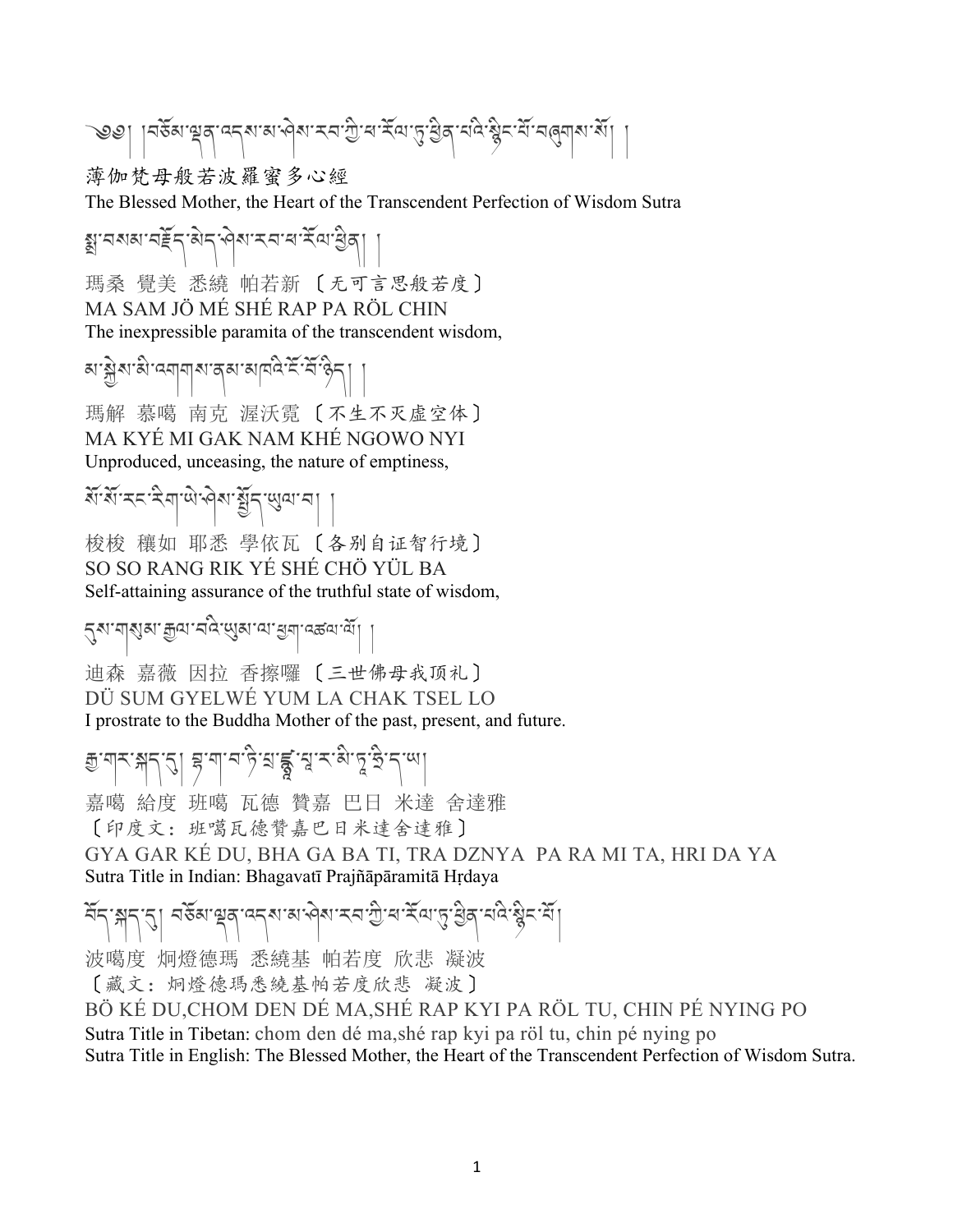༄༅། །བཅོམ་ལྡན་འདས་མ་ཤེས་རབ་ཀྱི་ཕ་རོལ་ཏུ་ཕྱིན་པའི་སྙིང་པོ་བཞུགས་སོ། །

薄伽梵母般若波羅蜜多心經

The Blessed Mother, the Heart of the Transcendent Perfection of Wisdom Sutra

སྨྲ་བསམ་བརྗོད་མེད་ཤེས་རབ་ཕ་རོལ་ཕྱིན། །

瑪桑 覺美 悉繞 帕若新 〔无可言思般若度〕

MA SAM JÖ MÉ SHÉ RAP PA RÖL CHIN

The inexpressible paramita of the transcendent wisdom,

མ་སྐྱེས་མི་འགག་ནམ་མཁའི་ངོ་བོ་ཉིད། །

瑪解 慕噶 南克 渥沃霓 〔不生不灭虚空体〕

MA KYÉ MI GAK NAM KHÉ NGOWO NYI

Unproduced, unceasing, the nature of emptiness,

སོ་སོ་རང་རིག་ཡེ་ཤེས་སྤྱོད་ཡུལ་བ། །

梭梭 穰如 耶悉 學依瓦 〔各别自证智行境〕

SO SO RANG RIK YÉ SHÉ CHÖ YÜL BA

Self-attaining assurance of the truthful state of wisdom,

དུས་གསུམ་རྒྱལ་བའི་ཡུམ་ལ་ཕྱག་འཚལ་ལོ། །

迪森 嘉薇 因拉 香擦囉 〔三世佛母我顶礼〕

DÜ SUM GYELWÉ YUM LA CHAK TSEL LO

I prostrate to the Buddha Mother of the past, present, and future.

རྒྱ་གར་སྐད་དུ། བྷ་ག་བ་ཏི་པྲཛྙཱ་པཱ་ར་མི་ཏཱ་ཧྲི་ད་ཡ།

嘉噶 給度 班噶 瓦德 贊嘉 巴日 米達 舍達雅

〔印度文：班噶瓦德贊嘉巴日米達舍達雅〕

GYA GAR KÉ DU, BHA GA BA TI, TRA DZNYA  PA RA MI TA, HRI DA YA

Sutra Title in Indian: Bhagavatī Prajñāpāramitā Hṛdaya

བོད་སྐད་དུ། བཅོམ་ལྡན་འདས་མ་ཤེས་རབ་ཀྱི་ཕ་རོལ་ཏུ་ཕྱིན་པའི་སྙིང་པོ།

波噶度 炯燈德瑪 悉繞基 帕若度 欣悲 凝波

〔藏文：炯燈德瑪悉繞基帕若度欣悲 凝波〕

BÖ KÉ DU,CHOM DEN DÉ MA,SHÉ RAP KYI PA RÖL TU, CHIN PÉ NYING PO

Sutra Title in Tibetan: chom den dé ma,shé rap kyi pa röl tu, chin pé nying po

Sutra Title in English: The Blessed Mother, the Heart of the Transcendent Perfection of Wisdom Sutra.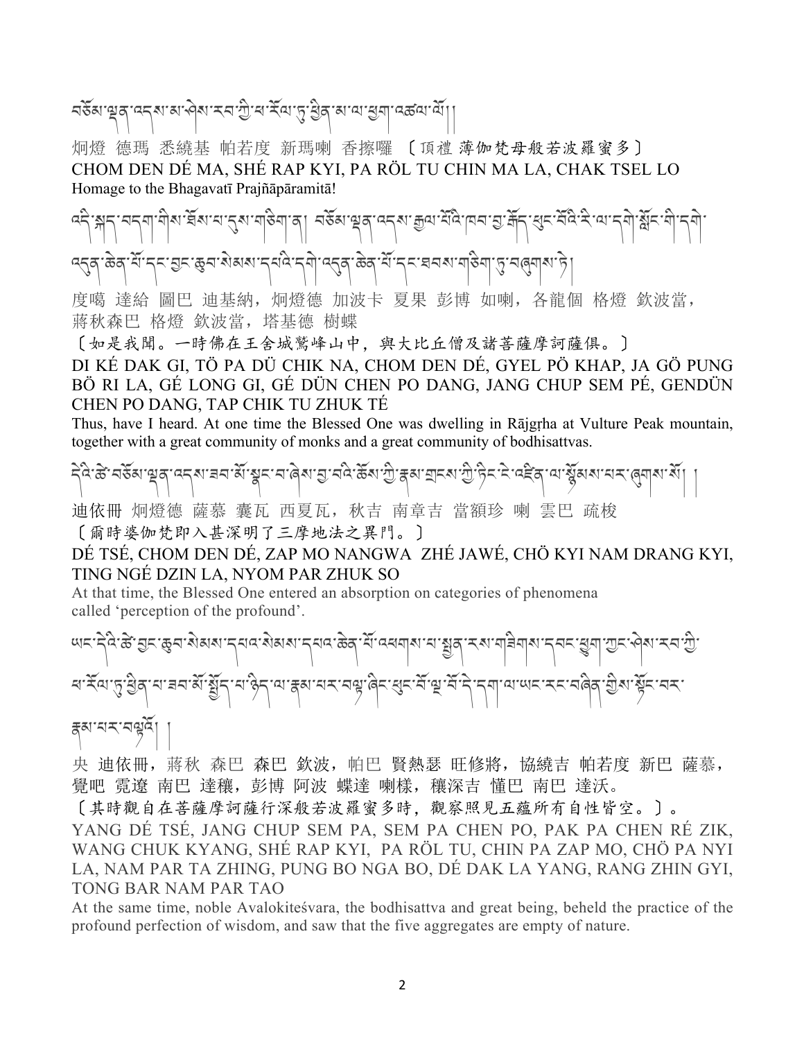བཅོམ་ལྡན་འདས་མ་ཤེས་རབ་ཀྱི་པ་རོལ་ཏུ་ཕྱིན་མ་ལ་ཕྱག་འཚལ་ལོ།།

炯燈 德瑪 悉繞基 帕若度 新瑪喇 香擦囉 〔頂禮 薄伽梵母般若波羅蜜多〕

CHOM DEN DÉ MA, SHÉ RAP KYI, PA RÖL TU CHIN MA LA, CHAK TSEL LO

Homage to the Bhagavatī Prajñāpāramitā!

འདི་སྐད་བདག་གིས་ཐོས་པ་དུས་གཅིག་ན། བཅོམ་ལྡན་འདས་རྒྱལ་པོའི་ཁབ་བྱ་རྒོད་ཕུང་པོའི་རི་ལ་དགེ་སློང་གི་དགེ་འདུན་ཆེན་པོ་དང་བྱང་ཆུབ་སེམས་དཔའི་དགེ་འདུན་ཆེན་པོ་དང་ཐབས་གཅིག་ཏུ་བཞུགས་ཏེ།

度噶 達給 圖巴 迪基納，炯燈德 加波卡 夏果 彭博 如喇，各龍個 格燈 欽波當，蔣秋森巴 格燈 欽波當，塔基德 樹蝶

〔如是我聞。一時佛在王舍城鷲峰山中，與大比丘僧及諸菩薩摩訶薩俱。〕

DI KÉ DAK GI, TÖ PA DÜ CHIK NA, CHOM DEN DÉ, GYEL PÖ KHAP, JA GÖ PUNG BÖ RI LA, GÉ LONG GI, GÉ DÜN CHEN PO DANG, JANG CHUP SEM PÉ, GENDÜN CHEN PO DANG, TAP CHIK TU ZHUK TÉ

Thus, have I heard. At one time the Blessed One was dwelling in Rājgṛha at Vulture Peak mountain, together with a great community of monks and a great community of bodhisattvas.

དེའི་ཚེ་བཅོམ་ལྡན་འདས་ཟབ་མོ་སྣང་བ་ཞེས་བྱ་བའི་ཆོས་ཀྱི་རྣམ་གྲངས་ཀྱི་ཏིང་ངེ་འཛིན་ལ་སྙོམས་པར་ཞུགས་སོ། །

迪依冊 炯燈德 薩慕 囊瓦 西夏瓦，秋吉 南章吉 當額珍 喇 雲巴 疏梭

〔爾時婆伽梵即入甚深明了三摩地法之異門。〕

DÉ TSÉ, CHOM DEN DÉ, ZAP MO NANGWA ZHÉ JAWÉ, CHÖ KYI NAM DRANG KYI, TING NGÉ DZIN LA, NYOM PAR ZHUK SO

At that time, the Blessed One entered an absorption on categories of phenomena called ‘perception of the profound’.

ཡང་དེའི་ཚེ་བྱང་ཆུབ་སེམས་དཔའ་སེམས་དཔའ་ཆེན་པོ་འཕགས་པ་སྤྱན་རས་གཟིགས་དབང་ཕྱུག་ཀྱང་ཤེས་རབ་ཀྱི་པ་རོལ་ཏུ་ཕྱིན་པ་ཟབ་མོ་སྤྱོད་པ་ཉིད་ལ་རྣམ་པར་བལྟ་ཞིང་ཕུང་པོ་ལྔ་པོ་དེ་དག་ལ་ཡང་རང་བཞིན་གྱིས་སྟོང་པར་རྣམ་པར་བལྟའོ། །

央 迪依冊，蔣秋 森巴 森巴 欽波，帕巴 賢熱瑟 旺修將，協繞吉 帕若度 新巴 薩慕，覺吧 霓遼 南巴 達穰，彭博 阿波 蝶達 喇樣，穰深吉 懂巴 南巴 達沃。

〔其時觀自在菩薩摩訶薩行深般若波羅蜜多時，觀察照見五蘊所有自性皆空。〕。

YANG DÉ TSÉ, JANG CHUP SEM PA, SEM PA CHEN PO, PAK PA CHEN RÉ ZIK, WANG CHUK KYANG, SHÉ RAP KYI, PA RÖL TU, CHIN PA ZAP MO, CHÖ PA NYI LA, NAM PAR TA ZHING, PUNG BO NGA BO, DÉ DAK LA YANG, RANG ZHIN GYI, TONG BAR NAM PAR TAO

At the same time, noble Avalokiteśvara, the bodhisattva and great being, beheld the practice of the profound perfection of wisdom, and saw that the five aggregates are empty of nature.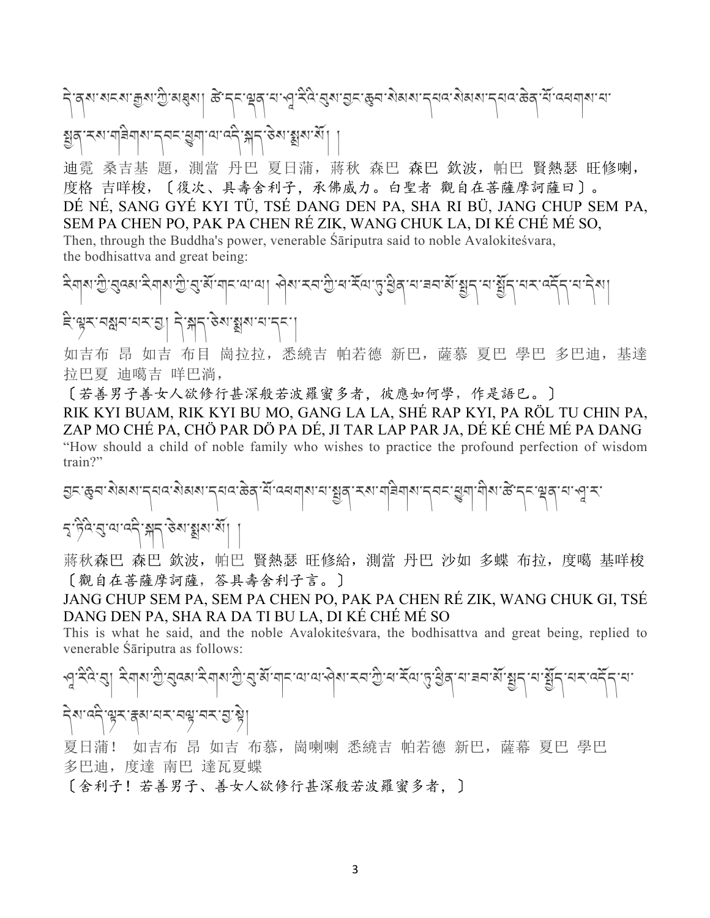དེ་ནས་སངས་རྒྱས་ཀྱི་མཐུས། ཚེ་དང་ལྡན་པ་ཤཱ་རིའི་བུས་བྱང་ཆུབ་སེམས་དཔའ་སེམས་དཔའ་ཆེན་པོ་འཕགས་པ་སྤྱན་རས་གཟིགས་དབང་ཕྱུག་ལ་འདི་སྐད་ཅེས་སྨྲས་སོ། །

迪霓 桑吉基 題，測當 丹巴 夏日蒲，蔣秋 森巴 森巴 欽波，帕巴 賢熱瑟 旺修喇，度格 吉咩梭，〔復次、具壽舍利子，承佛威力。白聖者 觀自在菩薩摩訶薩曰〕。

DÉ NÉ, SANG GYÉ KYI TÜ, TSÉ DANG DEN PA, SHA RI BÜ, JANG CHUP SEM PA, SEM PA CHEN PO, PAK PA CHEN RÉ ZIK, WANG CHUK LA, DI KÉ CHÉ MÉ SO,

Then, through the Buddha's power, venerable Śāriputra said to noble Avalokiteśvara, the bodhisattva and great being:

རིགས་ཀྱི་བུའམ་རིགས་ཀྱི་བུ་མོ་གང་ལ་ལ། ཤེས་རབ་ཀྱི་ཕ་རོལ་ཏུ་ཕྱིན་པ་ཟབ་མོ་སྤྱད་པ་སྤྱོད་པར་འདོད་པ་དེས། ཇི་ལྟར་བསླབ་པར་བྱ། དེ་སྐད་ཅེས་སྨྲས་པ་དང་།

如吉布 昂 如吉 布目 崗拉拉，悉繞吉 帕若德 新巴，薩慕 夏巴 學巴 多巴迪，基達 拉巴夏 迪噶吉 咩巴淌，

〔若善男子善女人欲修行甚深般若波羅蜜多者，彼應如何學，作是語已。〕

RIK KYI BUAM, RIK KYI BU MO, GANG LA LA, SHÉ RAP KYI, PA RÖL TU CHIN PA, ZAP MO CHÉ PA, CHÖ PAR DÖ PA DÉ, JI TAR LAP PAR JA, DÉ KÉ CHÉ MÉ PA DANG

"How should a child of noble family who wishes to practice the profound perfection of wisdom train?"

བྱང་ཆུབ་སེམས་དཔའ་སེམས་དཔའ་ཆེན་པོ་འཕགས་པ་སྤྱན་རས་གཟིགས་དབང་ཕྱུག་གིས་ཚེ་དང་ལྡན་པ་ཤཱ་ར་དྭ་ཏིའི་བུ་ལ་འདི་སྐད་ཅེས་སྨྲས་སོ། །

蔣秋森巴 森巴 欽波，帕巴 賢熱瑟 旺修給，測當 丹巴 沙如 多蝶 布拉，度噶 基咩梭〔觀自在菩薩摩訶薩，答具壽舍利子言。〕

JANG CHUP SEM PA, SEM PA CHEN PO, PAK PA CHEN RÉ ZIK, WANG CHUK GI, TSÉ DANG DEN PA, SHA RA DA TI BU LA, DI KÉ CHÉ MÉ SO

This is what he said, and the noble Avalokiteśvara, the bodhisattva and great being, replied to venerable Śāriputra as follows:

ཤཱ་རིའི་བུ། རིགས་ཀྱི་བུའམ་རིགས་ཀྱི་བུ་མོ་གང་ལ་ལ་ཤེས་རབ་ཀྱི་ཕ་རོལ་ཏུ་ཕྱིན་པ་ཟབ་མོ་སྤྱད་པ་སྤྱོད་པར་འདོད་པ་དེས་འདི་ལྟར་རྣམ་པར་བལྟ་བར་བྱ་སྟེ།

夏日蒲！ 如吉布 昂 如吉 布慕，崗喇喇 悉繞吉 帕若德 新巴，薩慕 夏巴 學巴 多巴迪，度達 南巴 達瓦夏蝶

〔舍利子！若善男子、善女人欲修行甚深般若波羅蜜多者，〕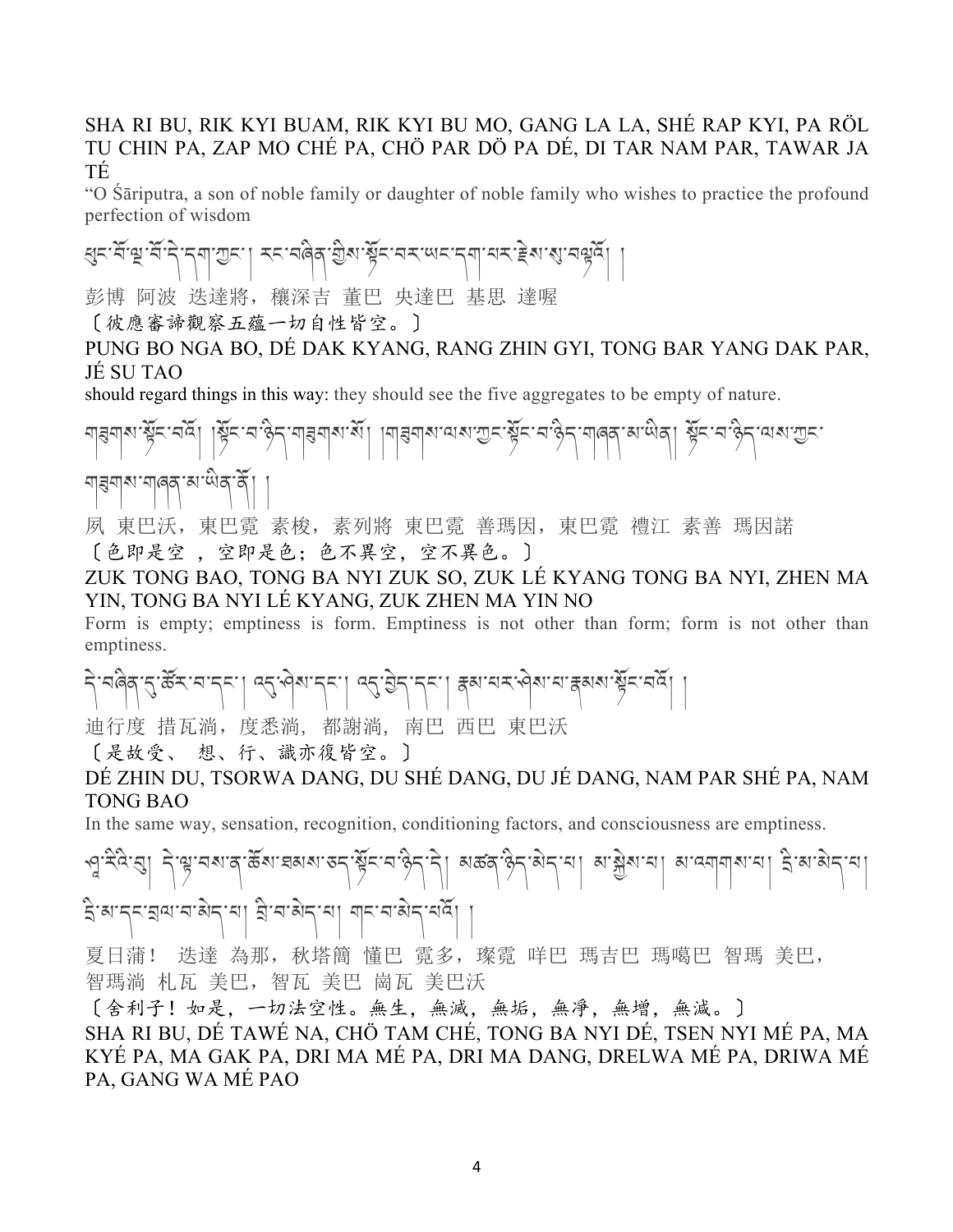SHA RI BU, RIK KYI BUAM, RIK KYI BU MO, GANG LA LA, SHÉ RAP KYI, PA RÖL TU CHIN PA, ZAP MO CHÉ PA, CHÖ PAR DÖ PA DÉ, DI TAR NAM PAR, TAWAR JA TÉ

"O Śāriputra, a son of noble family or daughter of noble family who wishes to practice the profound perfection of wisdom

ཕུང་པོ་ལྔ་པོ་དེ་དག་ཀྱང་། རང་བཞིན་གྱིས་སྟོང་བར་ཡང་དག་པར་རྗེས་སུ་བལྟའོ། །

彭博 阿波 迭達將，穰深吉 董巴 央達巴 基思 達喔

〔彼應審諦觀察五蘊一切自性皆空。〕

PUNG BO NGA BO, DÉ DAK KYANG, RANG ZHIN GYI, TONG BAR YANG DAK PAR, JÉ SU TAO

should regard things in this way: they should see the five aggregates to be empty of nature.

གཟུགས་སྟོང་པའོ། །སྟོང་པ་ཉིད་གཟུགས་སོ། །གཟུགས་ལས་ཀྱང་སྟོང་པ་ཉིད་གཞན་མ་ཡིན། སྟོང་པ་ཉིད་ལས་ཀྱང་གཟུགས་གཞན་མ་ཡིན་ནོ། །

夙 東巴沃，東巴霓 素梭，素列將 東巴霓 善瑪因，東巴霓 禮江 素善 瑪因諾

〔色即是空 ，空即是色；色不異空，空不異色。〕

ZUK TONG BAO, TONG BA NYI ZUK SO, ZUK LÉ KYANG TONG BA NYI, ZHEN MA YIN, TONG BA NYI LÉ KYANG, ZUK ZHEN MA YIN NO

Form is empty; emptiness is form. Emptiness is not other than form; form is not other than emptiness.

དེ་བཞིན་དུ་ཚོར་བ་དང་། འདུ་ཤེས་དང་། འདུ་བྱེད་དང་། རྣམ་པར་ཤེས་པ་རྣམས་སྟོང་པའོ། །

迪行度 措瓦淌，度悉淌，都謝淌，南巴 西巴 東巴沃

〔是故受、 想、行、識亦復皆空。〕

DÉ ZHIN DU, TSORWA DANG, DU SHÉ DANG, DU JÉ DANG, NAM PAR SHÉ PA, NAM TONG BAO

In the same way, sensation, recognition, conditioning factors, and consciousness are emptiness.

ཤཱ་རིའི་བུ། དེ་ལྟ་བས་ན་ཆོས་ཐམས་ཅད་སྟོང་པ་ཉིད་དེ། མཚན་ཉིད་མེད་པ། མ་སྐྱེས་པ། མ་འགགས་པ། དྲི་མ་མེད་པ། དྲི་མ་དང་བྲལ་བ་མེད་པ། བྲི་བ་མེད་པ། གང་བ་མེད་པའོ། །

夏日蒲！ 迭達 為那，秋塔簡 懂巴 霓多，璨霓 咩巴 瑪吉巴 瑪噶巴 智瑪 美巴，智瑪淌 札瓦 美巴，智瓦 美巴 崗瓦 美巴沃

〔舍利子！如是，一切法空性。無生，無滅，無垢，無淨，無增，無減。〕

SHA RI BU, DÉ TAWÉ NA, CHÖ TAM CHÉ, TONG BA NYI DÉ, TSEN NYI MÉ PA, MA KYÉ PA, MA GAK PA, DRI MA MÉ PA, DRI MA DANG, DRELWA MÉ PA, DRIWA MÉ PA, GANG WA MÉ PAO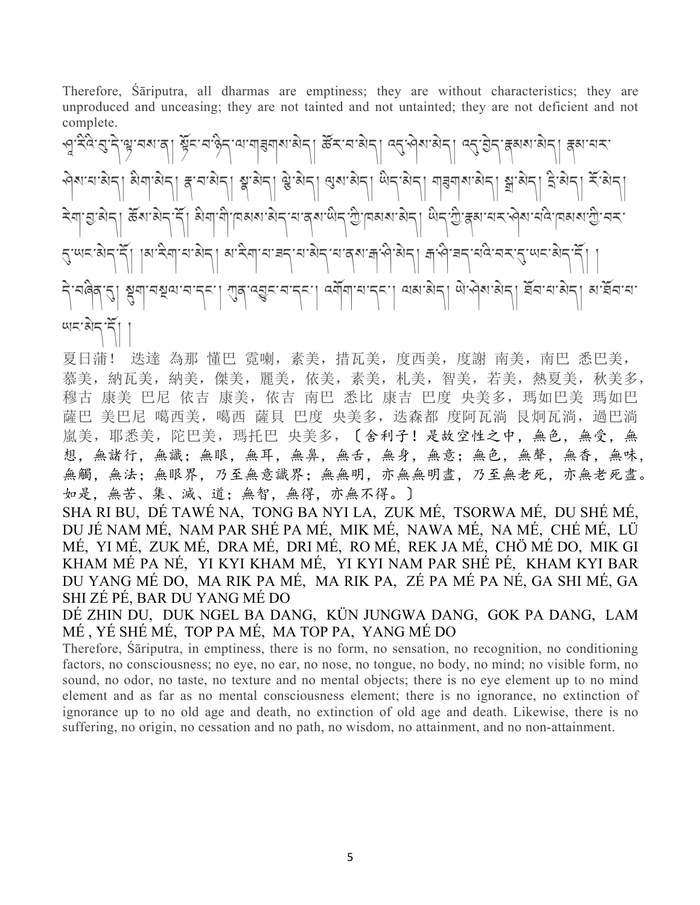Therefore, Śāriputra, all dharmas are emptiness; they are without characteristics; they are unproduced and unceasing; they are not tainted and not untainted; they are not deficient and not complete.

ཤཱ་རིའི་བུ་དེ་ལྟ་བས་ན། སྟོང་པ་ཉིད་ལ་གཟུགས་མེད། ཚོར་བ་མེད། འདུ་ཤེས་མེད། འདུ་བྱེད་རྣམས་མེད། རྣམ་པར་ཤེས་པ་མེད། མིག་མེད། རྣ་བ་མེད། སྣ་མེད། ལྕེ་མེད། ལུས་མེད། ཡིད་མེད། གཟུགས་མེད། སྒྲ་མེད། དྲི་མེད། རོ་མེད། རེག་བྱ་མེད། ཆོས་མེད་དོ། མིག་གི་ཁམས་མེད་པ་ནས་ཡིད་ཀྱི་ཁམས་མེད། ཡིད་ཀྱི་རྣམ་པར་ཤེས་པའི་ཁམས་ཀྱི་བར་དུ་ཡང་མེད་དོ། །མ་རིག་པ་མེད། མ་རིག་པ་ཟད་པ་མེད་པ་ནས་རྒ་ཤི་མེད། རྒ་ཤི་ཟད་པའི་བར་དུ་ཡང་མེད་དོ། །དེ་བཞིན་དུ། སྡུག་བསྔལ་བ་དང་། ཀུན་འབྱུང་བ་དང་། འགོག་པ་དང་། ལམ་མེད། ཡེ་ཤེས་མེད། ཐོབ་པ་མེད། མ་ཐོབ་པ་ཡང་མེད་དོ། །

夏日蒲！ 迭達 為那 懂巴 霓喇，素美，措瓦美，度西美，度謝 南美，南巴 悉巴美，慕美，納瓦美，納美，傑美，麗美，依美，素美，札美，智美，若美，熱夏美，秋美多，穆古 康美 巴尼 依吉 康美，依吉 南巴 悉比 康吉 巴度 央美多，瑪如巴美 瑪如巴 薩巴 美巴尼 噶西美，噶西 薩貝 巴度 央美多，迭森都 度阿瓦淌 艮炯瓦淌，過巴淌 嵐美，耶悉美，陀巴美，瑪托巴 央美多，〔舍利子！是故空性之中，無色，無受，無想，無諸行，無識；無眼，無耳，無鼻，無舌，無身，無意；無色，無聲，無香，無味，無觸，無法；無眼界，乃至無意識界；無無明，亦無無明盡，乃至無老死，亦無老死盡。如是，無苦、集、滅、道；無智，無得，亦無不得。〕

SHA RI BU, DÉ TAWÉ NA, TONG BA NYI LA, ZUK MÉ, TSORWA MÉ, DU SHÉ MÉ, DU JÉ NAM MÉ, NAM PAR SHÉ PA MÉ, MIK MÉ, NAWA MÉ, NA MÉ, CHÉ MÉ, LÜ MÉ, YI MÉ, ZUK MÉ, DRA MÉ, DRI MÉ, RO MÉ, REK JA MÉ, CHÖ MÉ DO, MIK GI KHAM MÉ PA NÉ, YI KYI KHAM MÉ, YI KYI NAM PAR SHÉ PÉ, KHAM KYI BAR DU YANG MÉ DO, MA RIK PA MÉ, MA RIK PA, ZÉ PA MÉ PA NÉ, GA SHI MÉ, GA SHI ZÉ PÉ, BAR DU YANG MÉ DO

DÉ ZHIN DU, DUK NGEL BA DANG, KÜN JUNGWA DANG, GOK PA DANG, LAM MÉ , YÉ SHÉ MÉ, TOP PA MÉ, MA TOP PA, YANG MÉ DO

Therefore, Śāriputra, in emptiness, there is no form, no sensation, no recognition, no conditioning factors, no consciousness; no eye, no ear, no nose, no tongue, no body, no mind; no visible form, no sound, no odor, no taste, no texture and no mental objects; there is no eye element up to no mind element and as far as no mental consciousness element; there is no ignorance, no extinction of ignorance up to no old age and death, no extinction of old age and death. Likewise, there is no suffering, no origin, no cessation and no path, no wisdom, no attainment, and no non-attainment.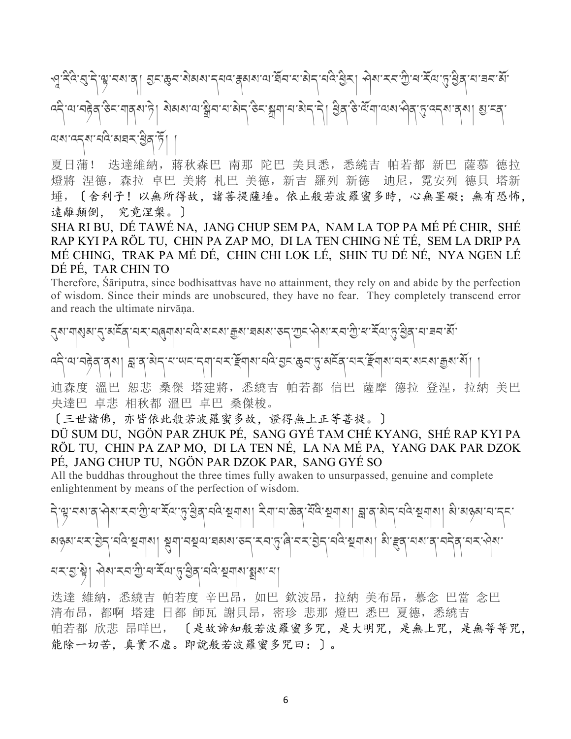ཤཱ་རིའི་བུ་དེ་ལྟ་བས་ན། བྱང་ཆུབ་སེམས་དཔའ་རྣམས་ལ་ཐོབ་པ་མེད་པའི་ཕྱིར། ཤེས་རབ་ཀྱི་པ་རོལ་ཏུ་ཕྱིན་པ་ཟབ་མོ་འདི་ལ་བརྟེན་ཅིང་གནས་ཏེ། སེམས་ལ་སྒྲིབ་པ་མེད་ཅིང་སྐྲག་པ་མེད་དེ། ཕྱིན་ཅི་ལོག་ལས་ཤིན་ཏུ་འདས་ནས། མྱ་ངན་ལས་འདས་པའི་མཐར་ཕྱིན་ཏོ། །

夏日蒲！ 迭達維納，蔣秋森巴 南那 陀巴 美貝悉，悉繞吉 帕若都 新巴 薩慕 德拉燈將 涅德，森拉 卓巴 美將 札巴 美德，新吉 羅列 新德 迪尼，霓安列 德貝 塔新埵，〔舍利子！以無所得故，諸菩提薩埵。依止般若波羅蜜多時，心無罣礙；無有恐怖，遠離顛倒， 究竟涅槃。〕

SHA RI BU, DÉ TAWÉ NA, JANG CHUP SEM PA, NAM LA TOP PA MÉ PÉ CHIR, SHÉ RAP KYI PA RÖL TU, CHIN PA ZAP MO, DI LA TEN CHING NÉ TÉ, SEM LA DRIP PA MÉ CHING, TRAK PA MÉ DÉ, CHIN CHI LOK LÉ, SHIN TU DÉ NÉ, NYA NGEN LÉ DÉ PÉ, TAR CHIN TO

Therefore, Śāriputra, since bodhisattvas have no attainment, they rely on and abide by the perfection of wisdom. Since their minds are unobscured, they have no fear. They completely transcend error and reach the ultimate nirvāṇa.

དུས་གསུམ་དུ་མངོན་པར་བཞུགས་པའི་སངས་རྒྱས་ཐམས་ཅད་ཀྱང་ཤེས་རབ་ཀྱི་པ་རོལ་ཏུ་ཕྱིན་པ་ཟབ་མོ་འདི་ལ་བརྟེན་ནས། བླ་ན་མེད་པ་ཡང་དག་པར་རྫོགས་པའི་བྱང་ཆུབ་ཏུ་མངོན་པར་རྫོགས་པར་སངས་རྒྱས་སོ། །

迪森度 溫巴 恕悲 桑傑 塔建將，悉繞吉 帕若都 信巴 薩摩 德拉 登涅，拉納 美巴央達巴 卓悲 相秋都 溫巴 卓巴 桑傑梭。

〔三世諸佛，亦皆依此般若波羅蜜多故，證得無上正等菩提。〕

DÜ SUM DU, NGÖN PAR ZHUK PÉ, SANG GYÉ TAM CHÉ KYANG, SHÉ RAP KYI PA RÖL TU, CHIN PA ZAP MO, DI LA TEN NÉ, LA NA MÉ PA, YANG DAK PAR DZOK PÉ, JANG CHUP TU, NGÖN PAR DZOK PAR, SANG GYÉ SO

All the buddhas throughout the three times fully awaken to unsurpassed, genuine and complete enlightenment by means of the perfection of wisdom.

དེ་ལྟ་བས་ན་ཤེས་རབ་ཀྱི་པ་རོལ་ཏུ་ཕྱིན་པའི་སྔགས། རིག་པ་ཆེན་པོའི་སྔགས། བླ་ན་མེད་པའི་སྔགས། མི་མཉམ་པ་དང་མཉམ་པར་བྱེད་པའི་སྔགས། སྡུག་བསྔལ་ཐམས་ཅད་རབ་ཏུ་ཞི་བར་བྱེད་པའི་སྔགས། མི་རྫུན་པས་ན་བདེན་པར་ཤེས་པར་བྱ་སྟེ། ཤེས་རབ་ཀྱི་པ་རོལ་ཏུ་ཕྱིན་པའི་སྔགས་སྨྲས་པ།

迭達 維納，悉繞吉 帕若度 辛巴昂，如巴 欽波昂，拉納 美布昂，慕念 巴當 念巴清布昂，都啊 塔建 日都 師瓦 謝貝昂，密珍 悲那 燈巴 悉巴 夏德，悉繞吉帕若都 欣悲 昂咩巴， 〔是故諦知般若波羅蜜多咒，是大明咒，是無上咒，是無等等咒，能除一切苦，真實不虛。即說般若波羅蜜多咒曰：〕。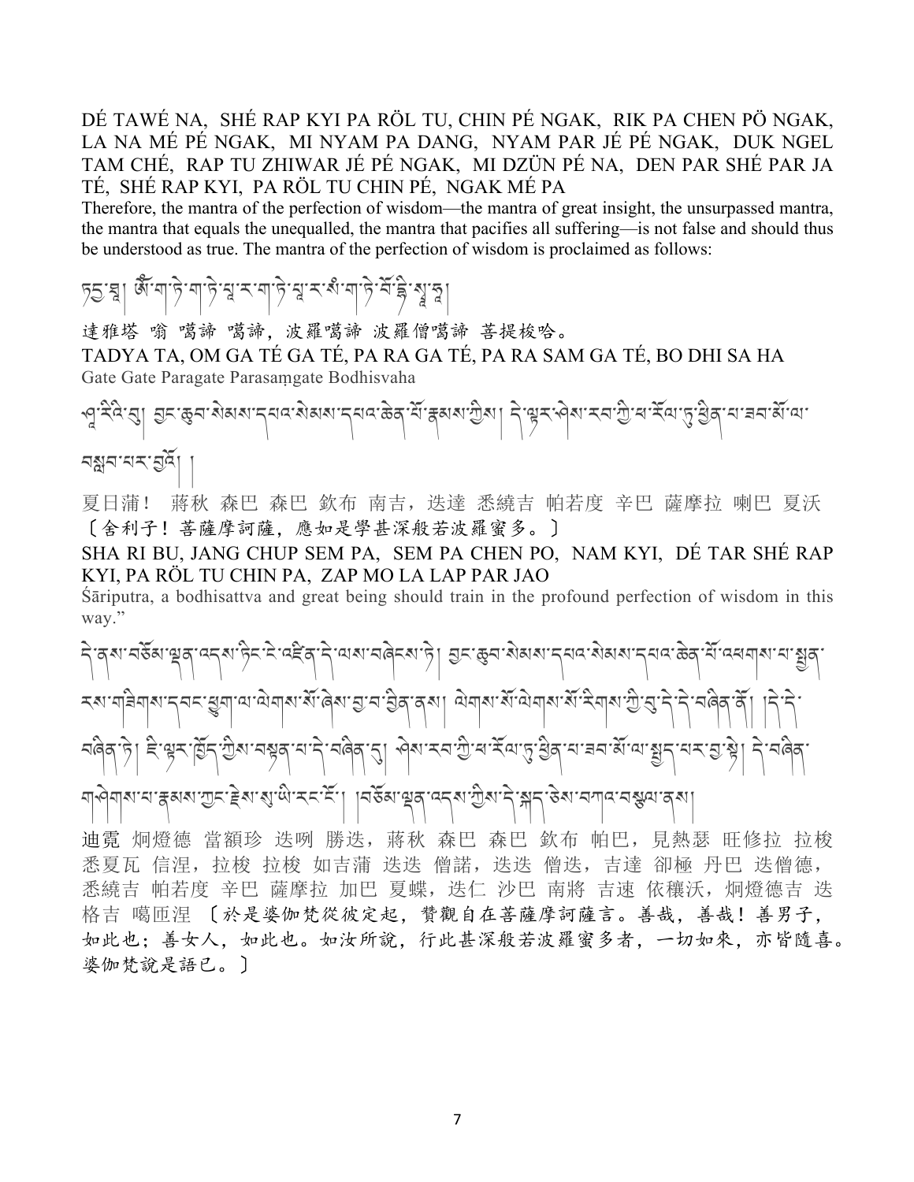DÉ TAWÉ NA, SHÉ RAP KYI PA RÖL TU, CHIN PÉ NGAK, RIK PA CHEN PÖ NGAK, LA NA MÉ PÉ NGAK, MI NYAM PA DANG, NYAM PAR JÉ PÉ NGAK, DUK NGEL TAM CHÉ, RAP TU ZHIWAR JÉ PÉ NGAK, MI DZÜN PÉ NA, DEN PAR SHÉ PAR JA TÉ, SHÉ RAP KYI, PA RÖL TU CHIN PÉ, NGAK MÉ PA

Therefore, the mantra of the perfection of wisdom—the mantra of great insight, the unsurpassed mantra, the mantra that equals the unequalled, the mantra that pacifies all suffering—is not false and should thus be understood as true. The mantra of the perfection of wisdom is proclaimed as follows:

ཏདྱ་ཐཱ། ཨོཾ་ག་ཏེ་ག་ཏེ་པཱ་ར་ག་ཏེ་པཱ་ར་སཾ་ག་ཏེ་བོ་དྷི་སྭཱ་ཧཱ།

達雅塔 嗡 噶諦 噶諦，波羅噶諦 波羅僧噶諦 菩提梭哈。

TADYA TA, OM GA TÉ GA TÉ, PA RA GA TÉ, PA RA SAM GA TÉ, BO DHI SA HA

Gate Gate Paragate Parasaṃgate Bodhisvaha

ཤཱ་རིའི་བུ། བྱང་ཆུབ་སེམས་དཔའ་སེམས་དཔའ་ཆེན་པོ་རྣམས་ཀྱིས། དེ་ལྟར་ཤེས་རབ་ཀྱི་པ་རོལ་ཏུ་ཕྱིན་པ་ཟབ་མོ་ལ་བསླབ་པར་བྱའོ། །

夏日蒲！ 蔣秋 森巴 森巴 欽布 南吉，迭達 悉繞吉 帕若度 辛巴 薩摩拉 喇巴 夏沃〔舍利子！菩薩摩訶薩，應如是學甚深般若波羅蜜多。〕

SHA RI BU, JANG CHUP SEM PA, SEM PA CHEN PO, NAM KYI, DÉ TAR SHÉ RAP KYI, PA RÖL TU CHIN PA, ZAP MO LA LAP PAR JAO

Śāriputra, a bodhisattva and great being should train in the profound perfection of wisdom in this way."

དེ་ནས་བཅོམ་ལྡན་འདས་ཏིང་ངེ་འཛིན་དེ་ལས་བཞེངས་ཏེ། བྱང་ཆུབ་སེམས་དཔའ་སེམས་དཔའ་ཆེན་པོ་འཕགས་པ་སྤྱན་རས་གཟིགས་དབང་ཕྱུག་ལ་ལེགས་སོ་ཞེས་བྱ་བ་བྱིན་ནས། ལེགས་སོ་ལེགས་སོ་རིགས་ཀྱི་བུ་དེ་དེ་བཞིན་ནོ། །དེ་དེ་བཞིན་ཏེ། ཇི་ལྟར་ཁྱོད་ཀྱིས་བསྟན་པ་དེ་བཞིན་དུ། ཤེས་རབ་ཀྱི་པ་རོལ་ཏུ་ཕྱིན་པ་ཟབ་མོ་ལ་སྤྱད་པར་བྱ་སྟེ། དེ་བཞིན་གཤེགས་པ་རྣམས་ཀྱང་རྗེས་སུ་ཡི་རང་ངོ་། །བཅོམ་ལྡན་འདས་ཀྱིས་དེ་སྐད་ཅེས་བཀའ་བསྩལ་ནས།

迪霓 炯燈德 當額珍 迭咧 勝迭，蔣秋 森巴 森巴 欽布 帕巴，見熱瑟 旺修拉 拉梭 悉夏瓦 信涅，拉梭 拉梭 如吉蒲 迭迭 僧諾，迭迭 僧迭，吉達 卻極 丹巴 迭僧德，悉繞吉 帕若度 辛巴 薩摩拉 加巴 夏蝶，迭仁 沙巴 南將 吉速 依穰沃，炯燈德吉 迭格吉 噶匝涅〔於是婆伽梵從彼定起，贊觀自在菩薩摩訶薩言。善哉，善哉！善男子，如此也；善女人，如此也。如汝所說，行此甚深般若波羅蜜多者，一切如來，亦皆隨喜。婆伽梵說是語已。〕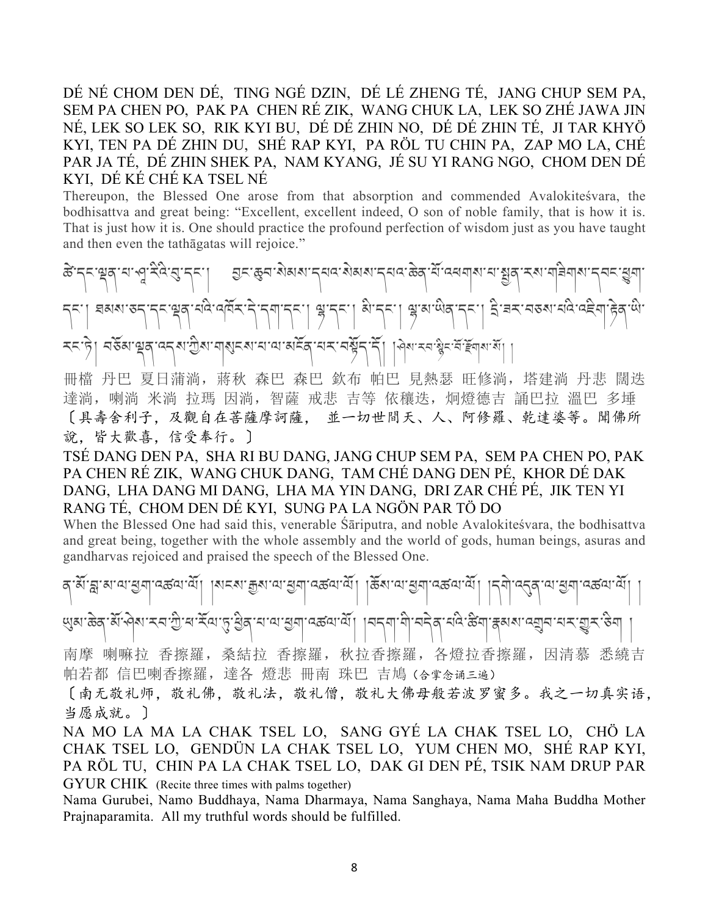DÉ NÉ CHOM DEN DÉ, TING NGÉ DZIN, DÉ LÉ ZHENG TÉ, JANG CHUP SEM PA, SEM PA CHEN PO, PAK PA CHEN RÉ ZIK, WANG CHUK LA, LEK SO ZHÉ JAWA JIN NÉ, LEK SO LEK SO, RIK KYI BU, DÉ DÉ ZHIN NO, DÉ DÉ ZHIN TÉ, JI TAR KHYÖ KYI, TEN PA DÉ ZHIN DU, SHÉ RAP KYI, PA RÖL TU CHIN PA, ZAP MO LA, CHÉ PAR JA TÉ, DÉ ZHIN SHEK PA, NAM KYANG, JÉ SU YI RANG NGO, CHOM DEN DÉ KYI, DÉ KÉ CHÉ KA TSEL NÉ

Thereupon, the Blessed One arose from that absorption and commended Avalokiteśvara, the bodhisattva and great being: "Excellent, excellent indeed, O son of noble family, that is how it is. That is just how it is. One should practice the profound perfection of wisdom just as you have taught and then even the tathāgatas will rejoice."

ཚེ་དང་ལྡན་པ་ཤཱ་རིའི་བུ་དང་། བྱང་ཆུབ་སེམས་དཔའ་སེམས་དཔའ་ཆེན་པོ་འཕགས་པ་སྤྱན་རས་གཟིགས་དབང་ཕྱུག་དང་། ཐམས་ཅད་དང་ལྡན་པའི་འཁོར་དེ་དག་དང་། ལྷ་དང་། མི་དང་། ལྷ་མ་ཡིན་དང་། དྲི་ཟར་བཅས་པའི་འཇིག་རྟེན་ཡི་རང་སྟེ། བཅོམ་ལྡན་འདས་ཀྱིས་གསུངས་པ་ལ་མངོན་པར་བསྟོད་དོ། །ཤེས་རབ་སྙིང་པོ་རྫོགས་སོ། །

冊檔 丹巴 夏日蒲淌，蔣秋 森巴 森巴 欽布 帕巴 見熱瑟 旺修淌，塔建淌 丹悲 闊迭達淌，喇淌 米淌 拉瑪 因淌，智薩 戒悲 吉等 依穰迭，炯燈德吉 誦巴拉 溫巴 多埵

〔具壽舍利子，及觀自在菩薩摩訶薩， 並一切世間天、人、阿修羅、乾達婆等。聞佛所說，皆大歡喜，信受奉行。〕

TSÉ DANG DEN PA, SHA RI BU DANG, JANG CHUP SEM PA, SEM PA CHEN PO, PAK PA CHEN RÉ ZIK, WANG CHUK DANG, TAM CHÉ DANG DEN PÉ, KHOR DÉ DAK DANG, LHA DANG MI DANG, LHA MA YIN DANG, DRI ZAR CHÉ PÉ, JIK TEN YI RANG TÉ, CHOM DEN DÉ KYI, SUNG PA LA NGÖN PAR TÖ DO

When the Blessed One had said this, venerable Śāriputra, and noble Avalokiteśvara, the bodhisattva and great being, together with the whole assembly and the world of gods, human beings, asuras and gandharvas rejoiced and praised the speech of the Blessed One.

ན་མོ་བླ་མ་ལ་ཕྱག་འཚལ་ལོ། །སངས་རྒྱས་ལ་ཕྱག་འཚལ་ལོ། །ཆོས་ལ་ཕྱག་འཚལ་ལོ། །དགེ་འདུན་ལ་ཕྱག་འཚལ་ལོ། །ཡུམ་ཆེན་མོ་ཤེས་རབ་ཀྱི་ཕ་རོལ་ཏུ་ཕྱིན་པ་ལ་ཕྱག་འཚལ་ལོ། །བདག་གི་བདེན་པའི་ཚིག་རྣམས་འགྲུབ་པར་གྱུར་ཅིག །

南摩 喇嘛拉 香擦羅，桑結拉 香擦羅，秋拉香擦羅，各燈拉香擦羅，因清慕 悉繞吉帕若都 信巴喇香擦羅，達各 燈悲 冊南 珠巴 吉鳩(合掌念诵三遍)

〔南无敬礼师，敬礼佛，敬礼法，敬礼僧，敬礼大佛母般若波罗蜜多。我之一切真实语，当愿成就。〕

NA MO LA MA LA CHAK TSEL LO, SANG GYÉ LA CHAK TSEL LO, CHÖ LA CHAK TSEL LO, GENDÜN LA CHAK TSEL LO, YUM CHEN MO, SHÉ RAP KYI, PA RÖL TU, CHIN PA LA CHAK TSEL LO, DAK GI DEN PÉ, TSIK NAM DRUP PAR GYUR CHIK (Recite three times with palms together)

Nama Gurubei, Namo Buddhaya, Nama Dharmaya, Nama Sanghaya, Nama Maha Buddha Mother Prajnaparamita. All my truthful words should be fulfilled.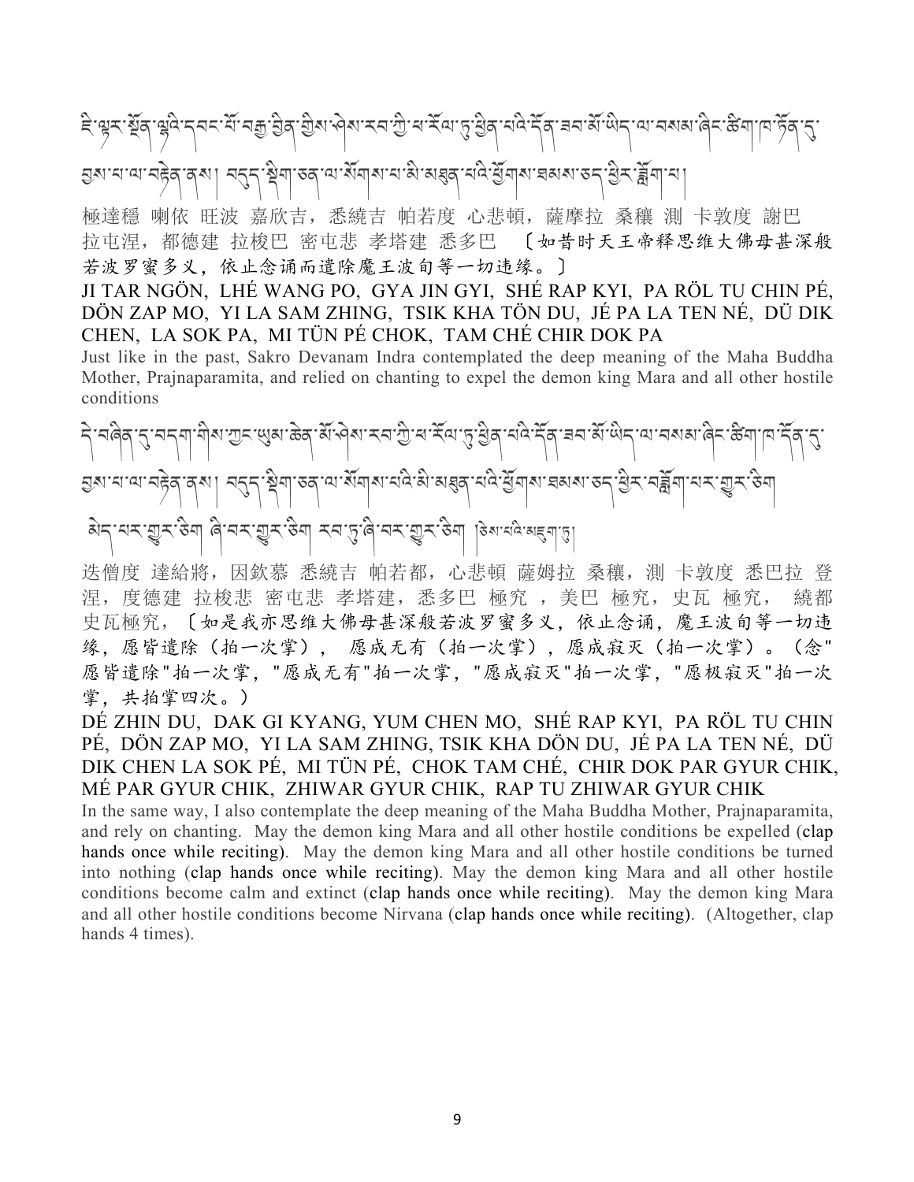ཇི་ལྟར་སྔོན་ལྷའི་དབང་པོ་བརྒྱ་བྱིན་གྱིས་ཤེས་རབ་ཀྱི་ཕ་རོལ་ཏུ་ཕྱིན་པའི་དོན་ཟབ་མོ་ཡིད་ལ་བསམ་ཞིང་ཚིག་ཁ་ཏོན་དུ་བྱས་པ་ལ་བརྟེན་ནས། བདུད་སྡིག་ཅན་ལ་སོགས་པ་མི་མཐུན་པའི་ཕྱོགས་ཐམས་ཅད་ཕྱིར་བཟློག་པ།

極達穩 喇依 旺波 嘉欣吉，悉繞吉 帕若度 心悲頓，薩摩拉 桑穰 測 卡敦度 謝巴 拉屯涅，都德建 拉梭巴 密屯悲 孝塔建 悉多巴 〔如昔时天王帝释思维大佛母甚深般若波罗蜜多义，依止念诵而遣除魔王波旬等一切违缘。〕

JI TAR NGÖN, LHÉ WANG PO, GYA JIN GYI, SHÉ RAP KYI, PA RÖL TU CHIN PÉ, DÖN ZAP MO, YI LA SAM ZHING, TSIK KHA TÖN DU, JÉ PA LA TEN NÉ, DÜ DIK CHEN, LA SOK PA, MI TÜN PÉ CHOK, TAM CHÉ CHIR DOK PA

Just like in the past, Sakro Devanam Indra contemplated the deep meaning of the Maha Buddha Mother, Prajnaparamita, and relied on chanting to expel the demon king Mara and all other hostile conditions

དེ་བཞིན་དུ་བདག་གིས་ཀྱང་ཡུམ་ཆེན་མོ་ཤེས་རབ་ཀྱི་ཕ་རོལ་ཏུ་ཕྱིན་པའི་དོན་ཟབ་མོ་ཡིད་ལ་བསམ་ཞིང་ཚིག་ཁ་ཏོན་དུ་བྱས་པ་ལ་བརྟེན་ནས། བདུད་སྡིག་ཅན་ལ་སོགས་པའི་མི་མཐུན་པའི་ཕྱོགས་ཐམས་ཅད་ཕྱིར་བཟློག་པར་གྱུར་ཅིག མེད་པར་གྱུར་ཅིག ཞི་བར་གྱུར་ཅིག རབ་ཏུ་ཞི་བར་གྱུར་ཅིག ཅེས་པའི་མཐུག་ཏུ།

迭僧度 達給將，因欽慕 悉繞吉 帕若都，心悲頓 薩姆拉 桑穰，測 卡敦度 悉巴拉 登涅，度德建 拉梭悲 密屯悲 孝塔建，悉多巴 極究 ，美巴 極究，史瓦 極究， 繞都史瓦極究，〔如是我亦思维大佛母甚深般若波罗蜜多义，依止念诵，魔王波旬等一切违缘，愿皆遣除（拍一次掌）， 愿成无有（拍一次掌），愿成寂灭（拍一次掌）。（念"愿皆遣除"拍一次掌，"愿成无有"拍一次掌，"愿成寂灭"拍一次掌，"愿极寂灭"拍一次掌，共拍掌四次。）

DÉ ZHIN DU, DAK GI KYANG, YUM CHEN MO, SHÉ RAP KYI, PA RÖL TU CHIN PÉ, DÖN ZAP MO, YI LA SAM ZHING, TSIK KHA DÖN DU, JÉ PA LA TEN NÉ, DÜ DIK CHEN LA SOK PÉ, MI TÜN PÉ, CHOK TAM CHÉ, CHIR DOK PAR GYUR CHIK, MÉ PAR GYUR CHIK, ZHIWAR GYUR CHIK, RAP TU ZHIWAR GYUR CHIK

In the same way, I also contemplate the deep meaning of the Maha Buddha Mother, Prajnaparamita, and rely on chanting. May the demon king Mara and all other hostile conditions be expelled (clap hands once while reciting). May the demon king Mara and all other hostile conditions be turned into nothing (clap hands once while reciting). May the demon king Mara and all other hostile conditions become calm and extinct (clap hands once while reciting). May the demon king Mara and all other hostile conditions become Nirvana (clap hands once while reciting). (Altogether, clap hands 4 times).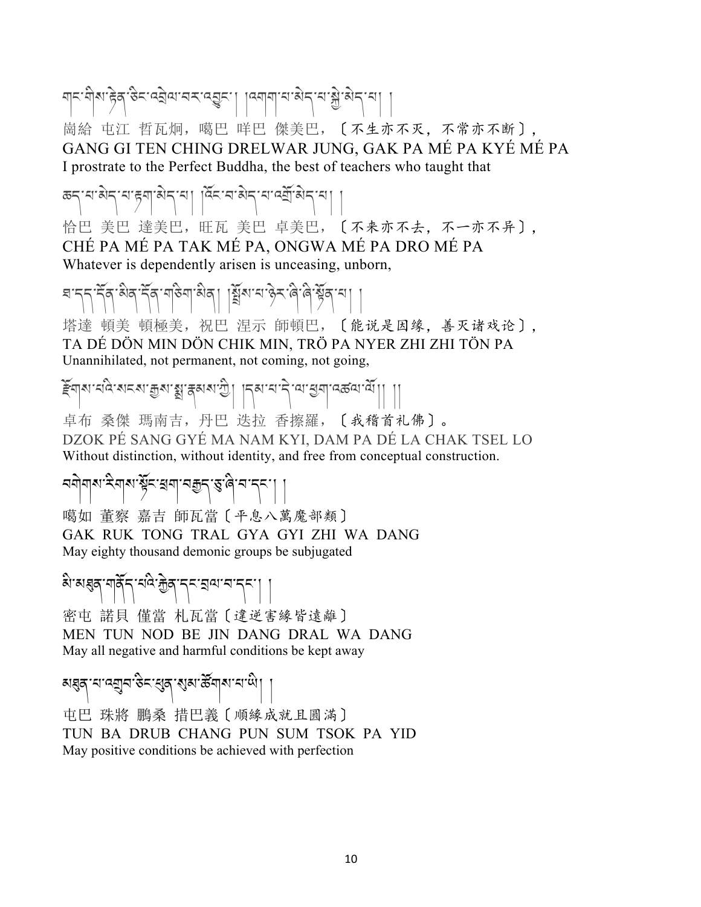གང་གིས་རྟེན་ཅིང་འབྲེལ་བར་འབྱུང་། །འགག་པ་མེད་པ་སྐྱེ་མེད་པ། །

崗給 屯江 哲瓦炯，噶巴 咩巴 傑美巴，〔不生亦不灭，不常亦不断〕，

GANG GI TEN CHING DRELWAR JUNG, GAK PA MÉ PA KYÉ MÉ PA

I prostrate to the Perfect Buddha, the best of teachers who taught that

ཆད་པ་མེད་པ་རྟག་མེད་པ། །འོང་བ་མེད་པ་འགྲོ་མེད་པ། །

恰巴 美巴 達美巴，旺瓦 美巴 卓美巴，〔不来亦不去，不一亦不异〕，

CHÉ PA MÉ PA TAK MÉ PA, ONGWA MÉ PA DRO MÉ PA

Whatever is dependently arisen is unceasing, unborn,

ཐ་དད་དོན་མིན་དོན་གཅིག་མིན། །སྤྲོས་པ་ཉེར་ཞི་ཞི་སྟོན་པ། །

塔達 頓美 頓極美，祝巴 涅示 師頓巴，〔能说是因缘，善灭诸戏论〕，

TA DÉ DÖN MIN DÖN CHIK MIN, TRÖ PA NYER ZHI ZHI TÖN PA

Unannihilated, not permanent, not coming, not going,

རྫོགས་པའི་སངས་རྒྱས་སྨྲ་རྣམས་ཀྱི། །དམ་པ་དེ་ལ་ཕྱག་འཚལ་ལོ། །

卓布 桑傑 瑪南吉，丹巴 迭拉 香擦羅，〔我稽首礼佛〕。

DZOK PÉ SANG GYÉ MA NAM KYI, DAM PA DÉ LA CHAK TSEL LO

Without distinction, without identity, and free from conceptual construction.

བགེགས་རིགས་སྟོང་ཕྲག་བརྒྱད་ཅུ་ཞི་བ་དང་། །

噶如 董察 嘉吉 師瓦當〔平息八萬魔部類〕

GAK RUK TONG TRAL GYA GYI ZHI WA DANG

May eighty thousand demonic groups be subjugated

མི་མཐུན་གནོད་པའི་རྐྱེན་དང་བྲལ་བ་དང་། །

密屯 諾貝 僅當 札瓦當〔違逆害緣皆遠離〕

MEN TUN NOD BE JIN DANG DRAL WA DANG

May all negative and harmful conditions be kept away

མཐུན་པ་འགྲུབ་ཅིང་ཕུན་སུམ་ཚོགས་པ་ཡི། །

屯巴 珠將 鵬桑 措巴義〔順緣成就且圓滿〕

TUN BA DRUB CHANG PUN SUM TSOK PA YID

May positive conditions be achieved with perfection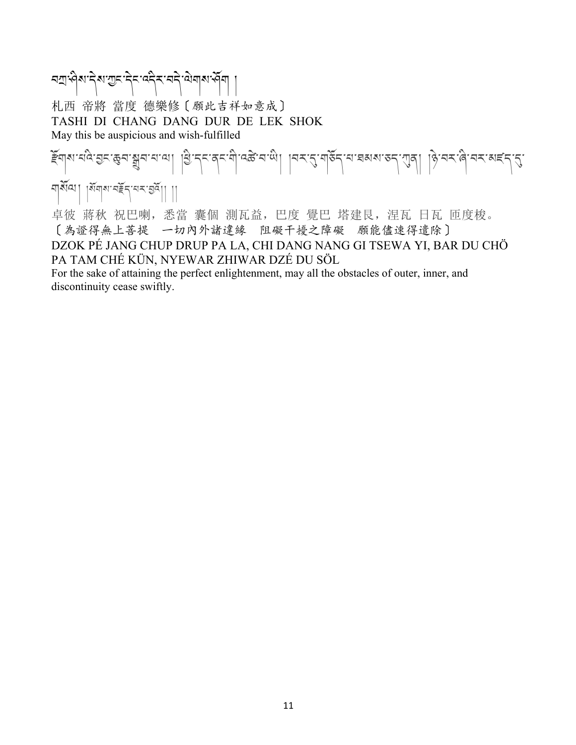བཀྲ་ཤིས་དེས་ཀྱང་དེང་འདིར་བདེ་ལེགས་ཤོག །

札西 帝將 當度 德樂修〔願此吉祥如意成〕

TASHI DI CHANG DANG DUR DE LEK SHOK

May this be auspicious and wish-fulfilled

རྫོགས་པའི་བྱང་ཆུབ་སྒྲུབ་པ་ལ། །ཕྱི་དང་ནང་གི་འཚེ་བ་ཡི། །བར་དུ་གཅོད་པ་ཐམས་ཅད་ཀུན། །ཉེ་བར་ཞི་བར་མཛད་དུ་གསོལ། །སོགས་བརྗོད་པར་བྱའོ།། །།

卓彼 蔣秋 祝巴喇，悉當 囊個 測瓦益，巴度 覺巴 塔建艮，涅瓦 日瓦 匝度梭。

〔為證得無上菩提　一切內外諸違緣　阻礙干擾之障礙　願能儘速得遣除〕

DZOK PÉ JANG CHUP DRUP PA LA, CHI DANG NANG GI TSEWA YI, BAR DU CHÖ PA TAM CHÉ KÜN, NYEWAR ZHIWAR DZÉ DU SÖL

For the sake of attaining the perfect enlightenment, may all the obstacles of outer, inner, and discontinuity cease swiftly.